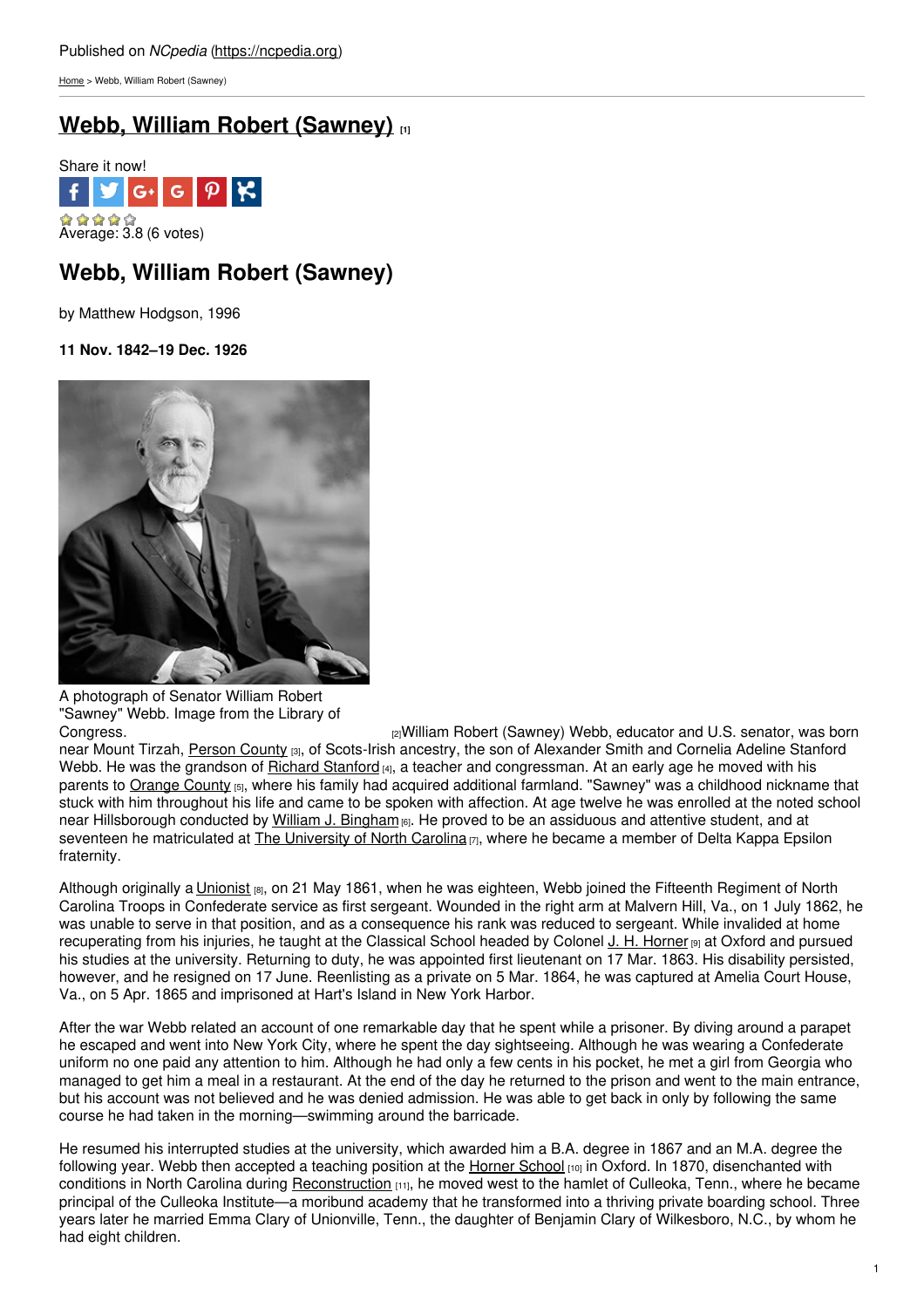Published on *NCpedia* (https://ncpedia.org)

Home > Webb, William Robert (Sawney)

# Webb, William Robert (Sawney) [1]

Share it now!

Average: 3.8 (6 votes)

## Webb, William Robert (Sawney)

by Matthew Hodgson, 1996

**11 Nov. 1842–19 Dec. 1926**

A photograph of Senator William Robert "Sawney" Webb. Image from the Library of Congress. [2]

William Robert (Sawney) Webb, educator and U.S. senator, was born near Mount Tirzah, Person County [3], of Scots-Irish ancestry, the son of Alexander Smith and Cornelia Adeline Stanford Webb. He was the grandson of Richard Stanford [4], a teacher and congressman. At an early age he moved with his parents to Orange County [5], where his family had acquired additional farmland. "Sawney" was a childhood nickname that stuck with him throughout his life and came to be spoken with affection. At age twelve he was enrolled at the noted school near Hillsborough conducted by William J. Bingham [6]. He proved to be an assiduous and attentive student, and at seventeen he matriculated at The University of North Carolina [7], where he became a member of Delta Kappa Epsilon fraternity.

Although originally a Unionist [8], on 21 May 1861, when he was eighteen, Webb joined the Fifteenth Regiment of North Carolina Troops in Confederate service as first sergeant. Wounded in the right arm at Malvern Hill, Va., on 1 July 1862, he was unable to serve in that position, and as a consequence his rank was reduced to sergeant. While invalided at home recuperating from his injuries, he taught at the Classical School headed by Colonel J. H. Horner [9] at Oxford and pursued his studies at the university. Returning to duty, he was appointed first lieutenant on 17 Mar. 1863. His disability persisted, however, and he resigned on 17 June. Reenlisting as a private on 5 Mar. 1864, he was captured at Amelia Court House, Va., on 5 Apr. 1865 and imprisoned at Hart's Island in New York Harbor.

After the war Webb related an account of one remarkable day that he spent while a prisoner. By diving around a parapet he escaped and went into New York City, where he spent the day sightseeing. Although he was wearing a Confederate uniform no one paid any attention to him. Although he had only a few cents in his pocket, he met a girl from Georgia who managed to get him a meal in a restaurant. At the end of the day he returned to the prison and went to the main entrance, but his account was not believed and he was denied admission. He was able to get back in only by following the same course he had taken in the morning—swimming around the barricade.

He resumed his interrupted studies at the university, which awarded him a B.A. degree in 1867 and an M.A. degree the following year. Webb then accepted a teaching position at the Horner School [10] in Oxford. In 1870, disenchanted with conditions in North Carolina during Reconstruction [11], he moved west to the hamlet of Culleoka, Tenn., where he became principal of the Culleoka Institute—a moribund academy that he transformed into a thriving private boarding school. Three years later he married Emma Clary of Unionville, Tenn., the daughter of Benjamin Clary of Wilkesboro, N.C., by whom he had eight children.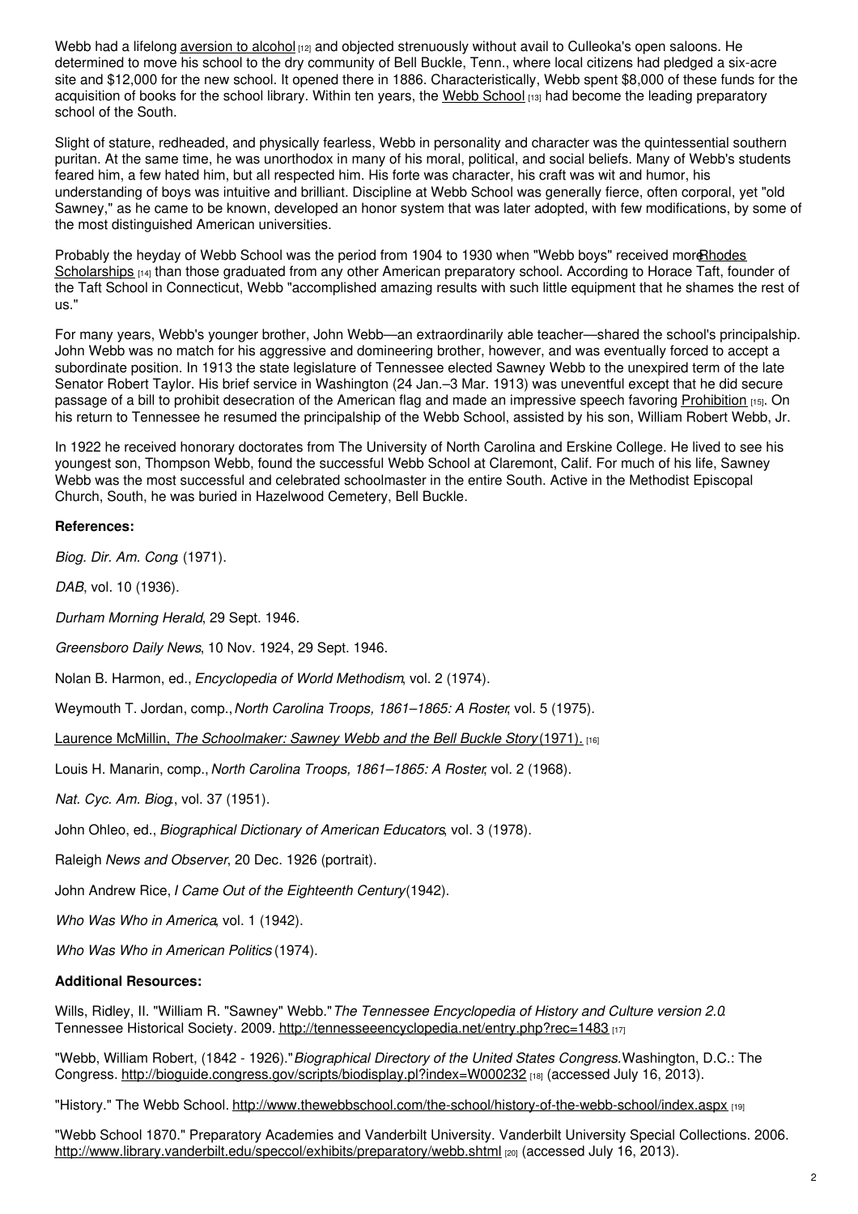Webb had a lifelong aversion to alcohol [12] and objected strenuously without avail to Culleoka's open saloons. He determined to move his school to the dry community of Bell Buckle, Tenn., where local citizens had pledged a six-acre site and $12,000 for the new school. It opened there in 1886. Characteristically, Webb spent $8,000 of these funds for the acquisition of books for the school library. Within ten years, the Webb School [13] had become the leading preparatory school of the South.

Slight of stature, redheaded, and physically fearless, Webb in personality and character was the quintessential southern puritan. At the same time, he was unorthodox in many of his moral, political, and social beliefs. Many of Webb's students feared him, a few hated him, but all respected him. His forte was character, his craft was wit and humor, his understanding of boys was intuitive and brilliant. Discipline at Webb School was generally fierce, often corporal, yet "old Sawney," as he came to be known, developed an honor system that was later adopted, with few modifications, by some of the most distinguished American universities.

Probably the heyday of Webb School was the period from 1904 to 1930 when "Webb boys" received more Rhodes Scholarships [14] than those graduated from any other American preparatory school. According to Horace Taft, founder of the Taft School in Connecticut, Webb "accomplished amazing results with such little equipment that he shames the rest of us."

For many years, Webb's younger brother, John Webb—an extraordinarily able teacher—shared the school's principalship. John Webb was no match for his aggressive and domineering brother, however, and was eventually forced to accept a subordinate position. In 1913 the state legislature of Tennessee elected Sawney Webb to the unexpired term of the late Senator Robert Taylor. His brief service in Washington (24 Jan.–3 Mar. 1913) was uneventful except that he did secure passage of a bill to prohibit desecration of the American flag and made an impressive speech favoring Prohibition [15]. On his return to Tennessee he resumed the principalship of the Webb School, assisted by his son, William Robert Webb, Jr.

In 1922 he received honorary doctorates from The University of North Carolina and Erskine College. He lived to see his youngest son, Thompson Webb, found the successful Webb School at Claremont, Calif. For much of his life, Sawney Webb was the most successful and celebrated schoolmaster in the entire South. Active in the Methodist Episcopal Church, South, he was buried in Hazelwood Cemetery, Bell Buckle.

**References:**

*Biog. Dir. Am. Cong.* (1971).

*DAB*, vol. 10 (1936).

*Durham Morning Herald*, 29 Sept. 1946.

*Greensboro Daily News*, 10 Nov. 1924, 29 Sept. 1946.

Nolan B. Harmon, ed., *Encyclopedia of World Methodism*, vol. 2 (1974).

Weymouth T. Jordan, comp., *North Carolina Troops, 1861–1865: A Roster*, vol. 5 (1975).

Laurence McMillin, *The Schoolmaker: Sawney Webb and the Bell Buckle Story* (1971). [16]

Louis H. Manarin, comp., *North Carolina Troops, 1861–1865: A Roster*, vol. 2 (1968).

*Nat. Cyc. Am. Biog.*, vol. 37 (1951).

John Ohleo, ed., *Biographical Dictionary of American Educators*, vol. 3 (1978).

Raleigh *News and Observer*, 20 Dec. 1926 (portrait).

John Andrew Rice, *I Came Out of the Eighteenth Century* (1942).

*Who Was Who in America*, vol. 1 (1942).

*Who Was Who in American Politics* (1974).

**Additional Resources:**

Wills, Ridley, II. "William R. "Sawney" Webb." *The Tennessee Encyclopedia of History and Culture version 2.0*. Tennessee Historical Society. 2009. http://tennesseeencyclopedia.net/entry.php?rec=1483 [17]

"Webb, William Robert, (1842 - 1926)." *Biographical Directory of the United States Congress.* Washington, D.C.: The Congress. http://bioguide.congress.gov/scripts/biodisplay.pl?index=W000232 [18] (accessed July 16, 2013).

"History." The Webb School. http://www.thewebbschool.com/the-school/history-of-the-webb-school/index.aspx [19]

"Webb School 1870." Preparatory Academies and Vanderbilt University. Vanderbilt University Special Collections. 2006. http://www.library.vanderbilt.edu/speccol/exhibits/preparatory/webb.shtml [20] (accessed July 16, 2013).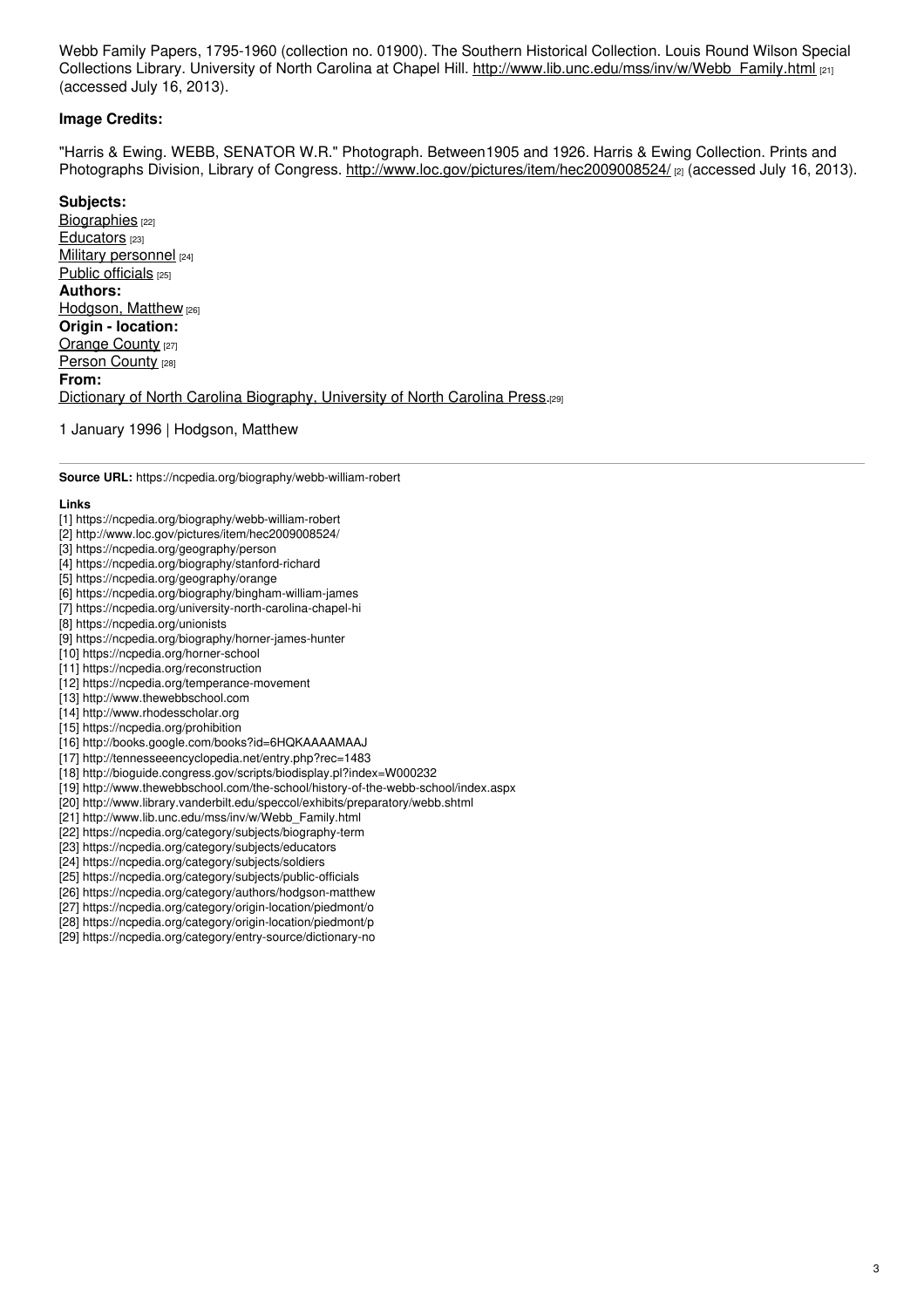Webb Family Papers, 1795-1960 (collection no. 01900). The Southern Historical Collection. Louis Round Wilson Special Collections Library. University of North Carolina at Chapel Hill. http://www.lib.unc.edu/mss/inv/w/Webb_Family.html [21] (accessed July 16, 2013).

**Image Credits:**

"Harris & Ewing. WEBB, SENATOR W.R." Photograph. Between1905 and 1926. Harris & Ewing Collection. Prints and Photographs Division, Library of Congress. http://www.loc.gov/pictures/item/hec2009008524/ [2] (accessed July 16, 2013).

**Subjects:**
Biographies [22]
Educators [23]
Military personnel [24]
Public officials [25]
**Authors:**
Hodgson, Matthew [26]
**Origin - location:**
Orange County [27]
Person County [28]
**From:**
Dictionary of North Carolina Biography, University of North Carolina Press.[29]

1 January 1996 | Hodgson, Matthew

**Source URL:** https://ncpedia.org/biography/webb-william-robert

**Links**
[1] https://ncpedia.org/biography/webb-william-robert
[2] http://www.loc.gov/pictures/item/hec2009008524/
[3] https://ncpedia.org/geography/person
[4] https://ncpedia.org/biography/stanford-richard
[5] https://ncpedia.org/geography/orange
[6] https://ncpedia.org/biography/bingham-william-james
[7] https://ncpedia.org/university-north-carolina-chapel-hi
[8] https://ncpedia.org/unionists
[9] https://ncpedia.org/biography/horner-james-hunter
[10] https://ncpedia.org/horner-school
[11] https://ncpedia.org/reconstruction
[12] https://ncpedia.org/temperance-movement
[13] http://www.thewebbschool.com
[14] http://www.rhodesscholar.org
[15] https://ncpedia.org/prohibition
[16] http://books.google.com/books?id=6HQKAAAAMAAJ
[17] http://tennesseeencyclopedia.net/entry.php?rec=1483
[18] http://bioguide.congress.gov/scripts/biodisplay.pl?index=W000232
[19] http://www.thewebbschool.com/the-school/history-of-the-webb-school/index.aspx
[20] http://www.library.vanderbilt.edu/speccol/exhibits/preparatory/webb.shtml
[21] http://www.lib.unc.edu/mss/inv/w/Webb_Family.html
[22] https://ncpedia.org/category/subjects/biography-term
[23] https://ncpedia.org/category/subjects/educators
[24] https://ncpedia.org/category/subjects/soldiers
[25] https://ncpedia.org/category/subjects/public-officials
[26] https://ncpedia.org/category/authors/hodgson-matthew
[27] https://ncpedia.org/category/origin-location/piedmont/o
[28] https://ncpedia.org/category/origin-location/piedmont/p
[29] https://ncpedia.org/category/entry-source/dictionary-no